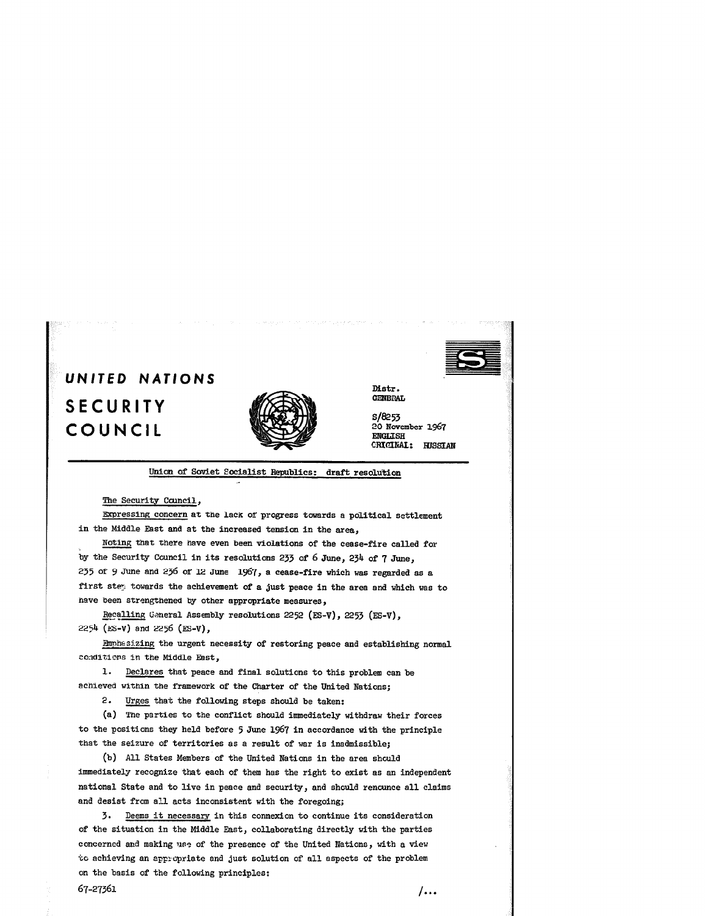# UNITED NATIONS

# SECURITY COUNCIL

Distr.
GENERAL

S/8253
20 November 1967
ENGLISH
ORIGINAL: RUSSIAN

## Union of Soviet Socialist Republics: draft resolution

The Security Council,

Expressing concern at the lack of progress towards a political settlement in the Middle East and at the increased tension in the area,

Noting that there have even been violations of the cease-fire called for by the Security Council in its resolutions 233 of 6 June, 234 of 7 June, 235 of 9 June and 236 of 12 June 1967, a cease-fire which was regarded as a first step towards the achievement of a just peace in the area and which was to have been strengthened by other appropriate measures,

Recalling General Assembly resolutions 2252 (ES-V), 2253 (ES-V), 2254 (ES-V) and 2256 (ES-V),

Emphasizing the urgent necessity of restoring peace and establishing normal conditions in the Middle East,

1. Declares that peace and final solutions to this problem can be achieved within the framework of the Charter of the United Nations;

2. Urges that the following steps should be taken:

(a) The parties to the conflict should immediately withdraw their forces to the positions they held before 5 June 1967 in accordance with the principle that the seizure of territories as a result of war is inadmissible;

(b) All States Members of the United Nations in the area should immediately recognize that each of them has the right to exist as an independent national State and to live in peace and security, and should renounce all claims and desist from all acts inconsistent with the foregoing;

3. Deems it necessary in this connexion to continue its consideration of the situation in the Middle East, collaborating directly with the parties concerned and making use of the presence of the United Nations, with a view to achieving an appropriate and just solution of all aspects of the problem on the basis of the following principles:

67-27361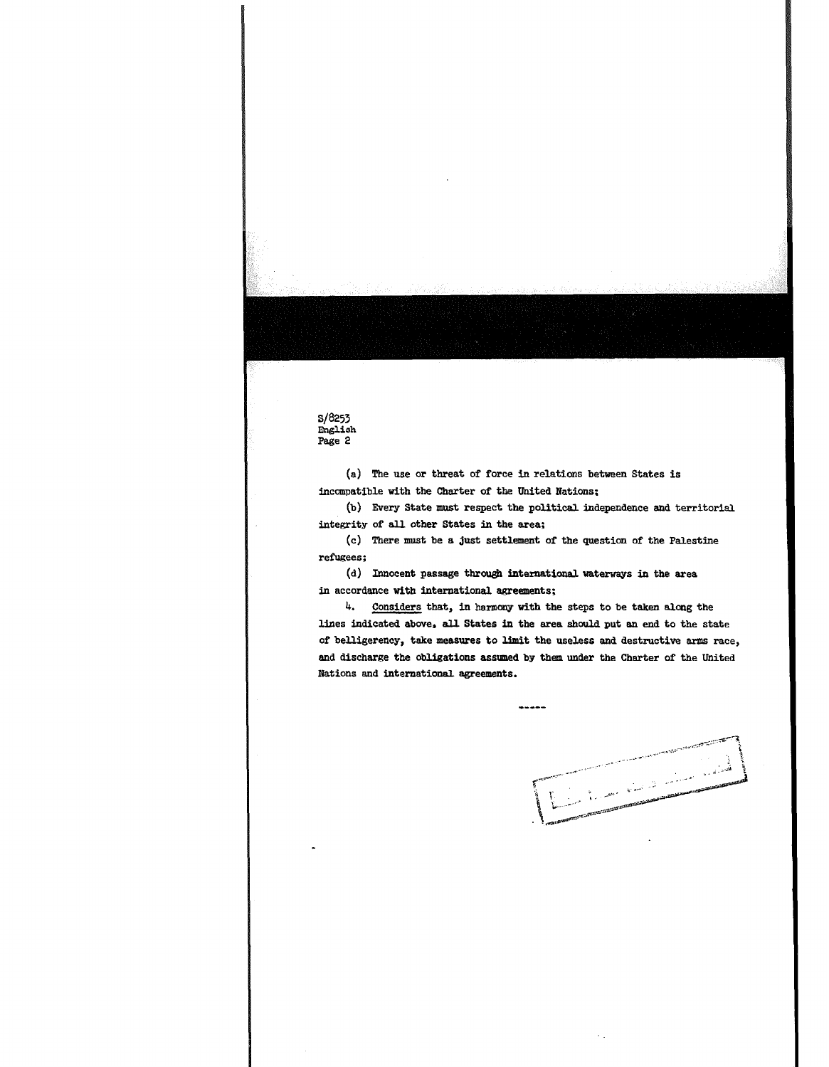(a) The use or threat of force in relations between States is incompatible with the Charter of the United Nations;

(b) Every State must respect the political independence and territorial integrity of all other States in the area;

(c) There must be a just settlement of the question of the Palestine refugees;

(d) Innocent passage through international waterways in the area in accordance with international agreements;

4. Considers that, in harmony with the steps to be taken along the lines indicated above, all States in the area should put an end to the state of belligerency, take measures to limit the useless and destructive arms race, and discharge the obligations assumed by them under the Charter of the United Nations and international agreements.

-----